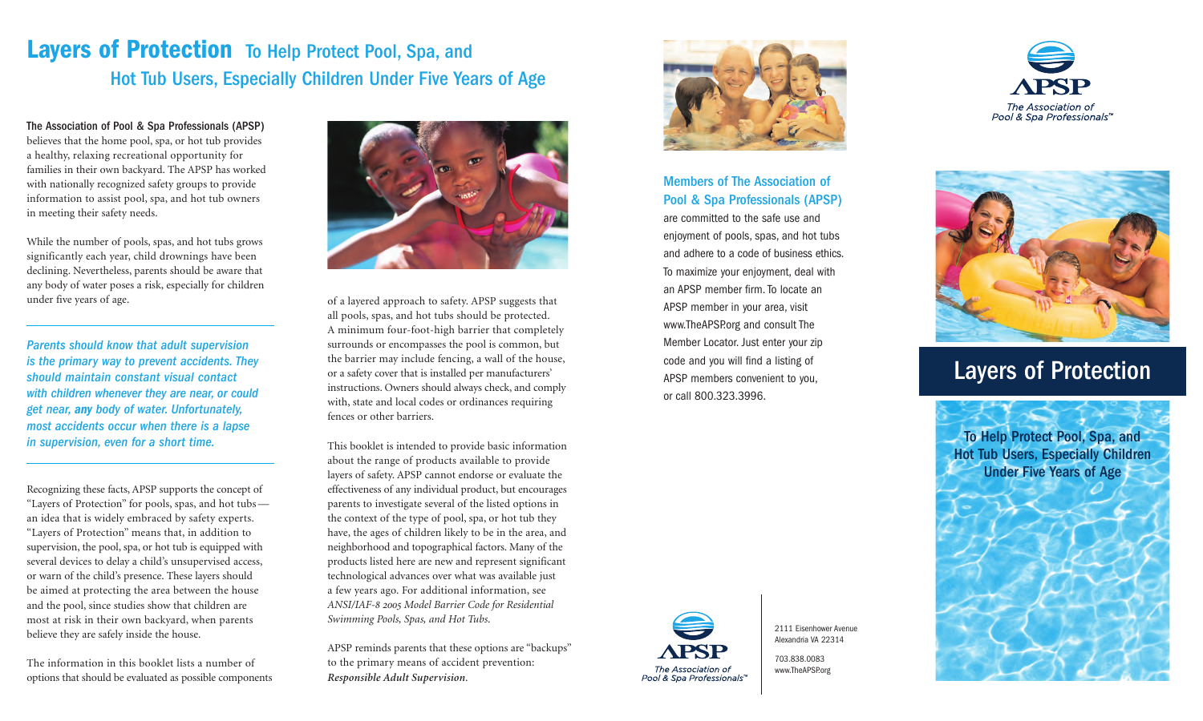# Layers of Protection To Help Protect Pool, Spa, and Hot Tub Users, Especially Children Under Five Years of Age

**The Association of Pool & Spa Professionals (APSP)** believes that the home pool, spa, or hot tub provides a healthy, relaxing recreational opportunity for families in their own backyard. The APSP has worked with nationally recognized safety groups to provide information to assist pool, spa, and hot tub owners in meeting their safety needs.

While the number of pools, spas, and hot tubs grows significantly each year, child drownings have been declining. Nevertheless, parents should be aware that any body of water poses a risk, especially for children under five years of age.

---

*Parents should know that adult supervision is the primary way to prevent accidents. They should maintain constant visual contact with children whenever they are near, or could get near,* ***any*** *body of water. Unfortunately, most accidents occur when there is a lapse in supervision, even for a short time.*

---

Recognizing these facts, APSP supports the concept of "Layers of Protection" for pools, spas, and hot tubs — an idea that is widely embraced by safety experts. "Layers of Protection" means that, in addition to supervision, the pool, spa, or hot tub is equipped with several devices to delay a child's unsupervised access, or warn of the child's presence. These layers should be aimed at protecting the area between the house and the pool, since studies show that children are most at risk in their own backyard, when parents believe they are safely inside the house.

The information in this booklet lists a number of options that should be evaluated as possible components of a layered approach to safety. APSP suggests that all pools, spas, and hot tubs should be protected. A minimum four-foot-high barrier that completely surrounds or encompasses the pool is common, but the barrier may include fencing, a wall of the house, or a safety cover that is installed per manufacturers' instructions. Owners should always check, and comply with, state and local codes or ordinances requiring fences or other barriers.

This booklet is intended to provide basic information about the range of products available to provide layers of safety. APSP cannot endorse or evaluate the effectiveness of any individual product, but encourages parents to investigate several of the listed options in the context of the type of pool, spa, or hot tub they have, the ages of children likely to be in the area, and neighborhood and topographical factors. Many of the products listed here are new and represent significant technological advances over what was available just a few years ago. For additional information, see *ANSI/IAF-8 2005 Model Barrier Code for Residential Swimming Pools, Spas, and Hot Tubs.*

APSP reminds parents that these options are "backups" to the primary means of accident prevention: ***Responsible Adult Supervision.***

## Members of The Association of Pool & Spa Professionals (APSP)

are committed to the safe use and enjoyment of pools, spas, and hot tubs and adhere to a code of business ethics. To maximize your enjoyment, deal with an APSP member firm. To locate an APSP member in your area, visit www.TheAPSP.org and consult The Member Locator. Just enter your zip code and you will find a listing of APSP members convenient to you, or call 800.323.3996.

APSP
The Association of Pool & Spa Professionals™

2111 Eisenhower Avenue
Alexandria VA 22314

703.838.0083
www.TheAPSP.org

APSP
The Association of Pool & Spa Professionals™

# Layers of Protection

**To Help Protect Pool, Spa, and Hot Tub Users, Especially Children Under Five Years of Age**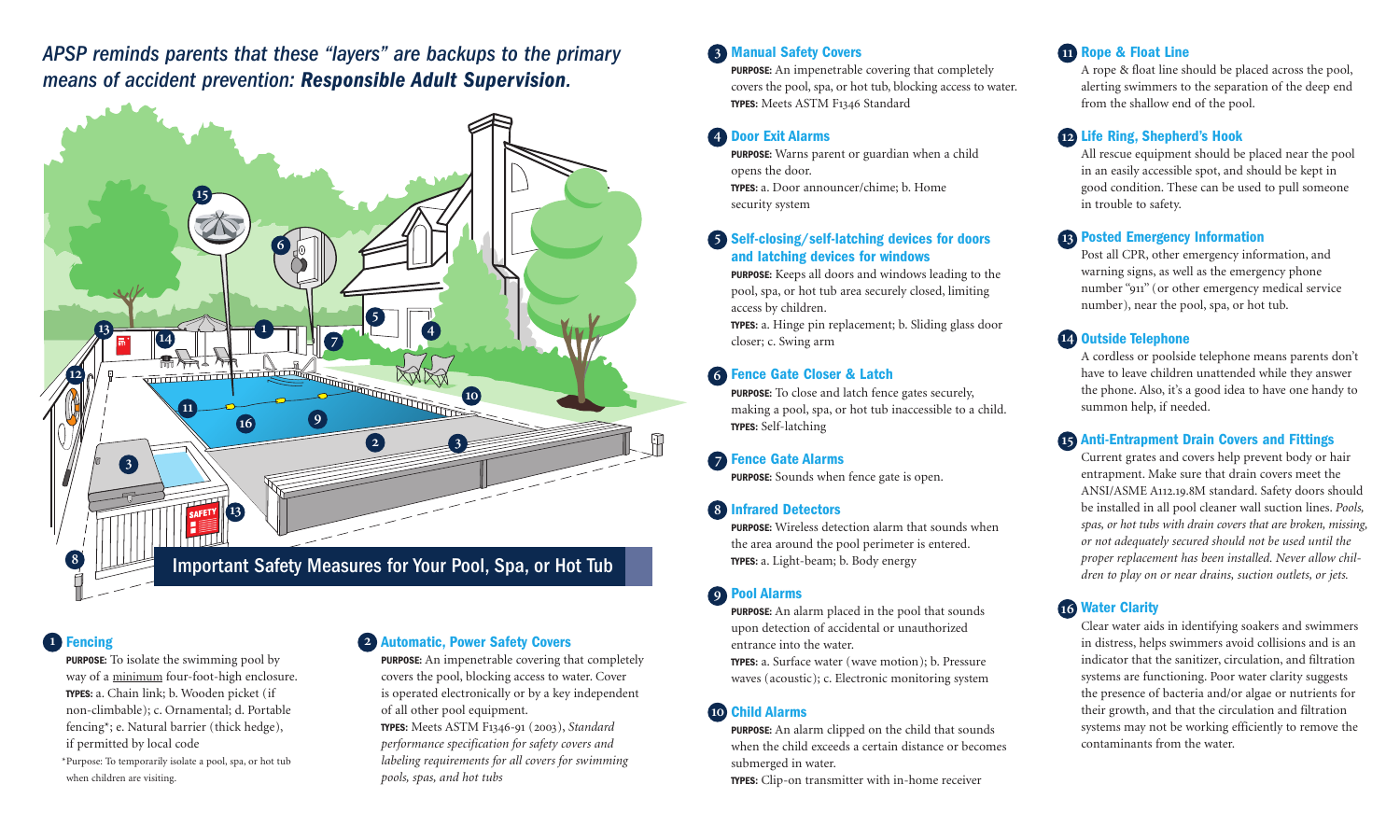*APSP reminds parents that these "layers" are backups to the primary means of accident prevention: **Responsible Adult Supervision**.*

## Important Safety Measures for Your Pool, Spa, or Hot Tub

### 1 Fencing

**PURPOSE:** To isolate the swimming pool by way of a minimum four-foot-high enclosure.
**TYPES:** a. Chain link; b. Wooden picket (if non-climbable); c. Ornamental; d. Portable fencing*; e. Natural barrier (thick hedge), if permitted by local code

*Purpose: To temporarily isolate a pool, spa, or hot tub when children are visiting.

### 2 Automatic, Power Safety Covers

**PURPOSE:** An impenetrable covering that completely covers the pool, blocking access to water. Cover is operated electronically or by a key independent of all other pool equipment.
**TYPES:** Meets ASTM F1346-91 (2003), *Standard performance specification for safety covers and labeling requirements for all covers for swimming pools, spas, and hot tubs*

### 3 Manual Safety Covers

**PURPOSE:** An impenetrable covering that completely covers the pool, spa, or hot tub, blocking access to water.
**TYPES:** Meets ASTM F1346 Standard

### 4 Door Exit Alarms

**PURPOSE:** Warns parent or guardian when a child opens the door.
**TYPES:** a. Door announcer/chime; b. Home security system

### 5 Self-closing/self-latching devices for doors and latching devices for windows

**PURPOSE:** Keeps all doors and windows leading to the pool, spa, or hot tub area securely closed, limiting access by children.
**TYPES:** a. Hinge pin replacement; b. Sliding glass door closer; c. Swing arm

### 6 Fence Gate Closer & Latch

**PURPOSE:** To close and latch fence gates securely, making a pool, spa, or hot tub inaccessible to a child.
**TYPES:** Self-latching

### 7 Fence Gate Alarms

**PURPOSE:** Sounds when fence gate is open.

### 8 Infrared Detectors

**PURPOSE:** Wireless detection alarm that sounds when the area around the pool perimeter is entered.
**TYPES:** a. Light-beam; b. Body energy

### 9 Pool Alarms

**PURPOSE:** An alarm placed in the pool that sounds upon detection of accidental or unauthorized entrance into the water.
**TYPES:** a. Surface water (wave motion); b. Pressure waves (acoustic); c. Electronic monitoring system

### 10 Child Alarms

**PURPOSE:** An alarm clipped on the child that sounds when the child exceeds a certain distance or becomes submerged in water.
**TYPES:** Clip-on transmitter with in-home receiver

### 11 Rope & Float Line

A rope & float line should be placed across the pool, alerting swimmers to the separation of the deep end from the shallow end of the pool.

### 12 Life Ring, Shepherd's Hook

All rescue equipment should be placed near the pool in an easily accessible spot, and should be kept in good condition. These can be used to pull someone in trouble to safety.

### 13 Posted Emergency Information

Post all CPR, other emergency information, and warning signs, as well as the emergency phone number "911" (or other emergency medical service number), near the pool, spa, or hot tub.

### 14 Outside Telephone

A cordless or poolside telephone means parents don't have to leave children unattended while they answer the phone. Also, it's a good idea to have one handy to summon help, if needed.

### 15 Anti-Entrapment Drain Covers and Fittings

Current grates and covers help prevent body or hair entrapment. Make sure that drain covers meet the ANSI/ASME A112.19.8M standard. Safety doors should be installed in all pool cleaner wall suction lines. *Pools, spas, or hot tubs with drain covers that are broken, missing, or not adequately secured should not be used until the proper replacement has been installed. Never allow children to play on or near drains, suction outlets, or jets.*

### 16 Water Clarity

Clear water aids in identifying soakers and swimmers in distress, helps swimmers avoid collisions and is an indicator that the sanitizer, circulation, and filtration systems are functioning. Poor water clarity suggests the presence of bacteria and/or algae or nutrients for their growth, and that the circulation and filtration systems may not be working efficiently to remove the contaminants from the water.